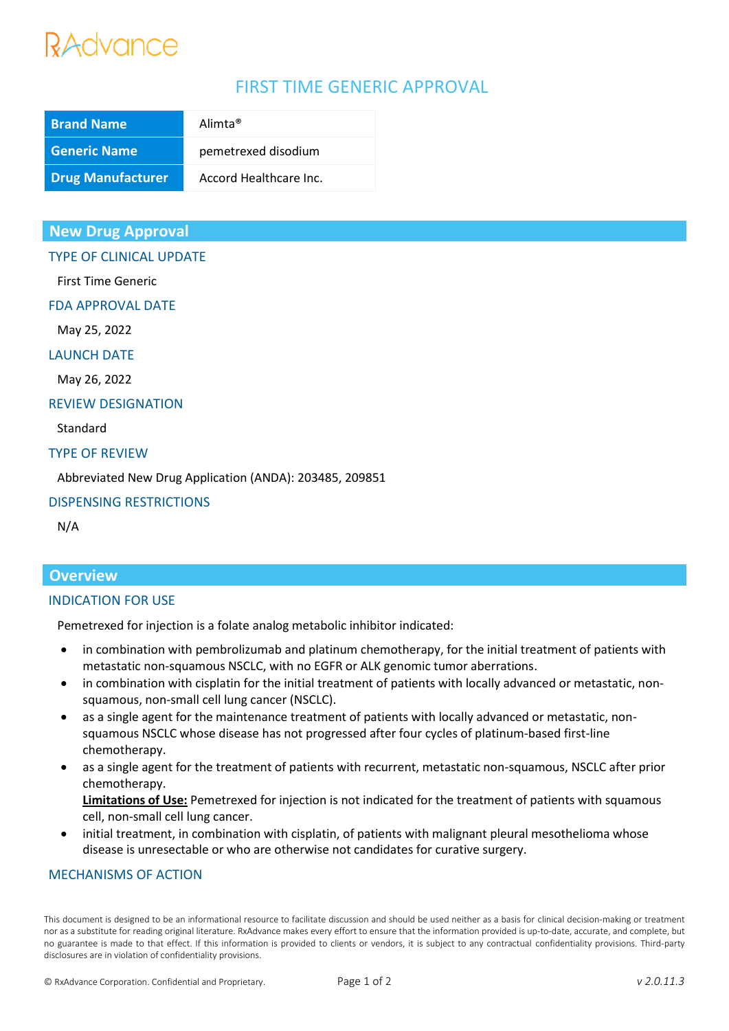RxAdvance

# FIRST TIME GENERIC APPROVAL

| Brand Name | Alimta® |
|---|---|
| Generic Name | pemetrexed disodium |
| Drug Manufacturer | Accord Healthcare Inc. |

## New Drug Approval

### TYPE OF CLINICAL UPDATE

First Time Generic

### FDA APPROVAL DATE

May 25, 2022

### LAUNCH DATE

May 26, 2022

### REVIEW DESIGNATION

Standard

### TYPE OF REVIEW

Abbreviated New Drug Application (ANDA): 203485, 209851

### DISPENSING RESTRICTIONS

N/A

## Overview

### INDICATION FOR USE

Pemetrexed for injection is a folate analog metabolic inhibitor indicated:

- in combination with pembrolizumab and platinum chemotherapy, for the initial treatment of patients with metastatic non-squamous NSCLC, with no EGFR or ALK genomic tumor aberrations.
- in combination with cisplatin for the initial treatment of patients with locally advanced or metastatic, non-squamous, non-small cell lung cancer (NSCLC).
- as a single agent for the maintenance treatment of patients with locally advanced or metastatic, non-squamous NSCLC whose disease has not progressed after four cycles of platinum-based first-line chemotherapy.
- as a single agent for the treatment of patients with recurrent, metastatic non-squamous, NSCLC after prior chemotherapy.
  **Limitations of Use:** Pemetrexed for injection is not indicated for the treatment of patients with squamous cell, non-small cell lung cancer.
- initial treatment, in combination with cisplatin, of patients with malignant pleural mesothelioma whose disease is unresectable or who are otherwise not candidates for curative surgery.

### MECHANISMS OF ACTION

This document is designed to be an informational resource to facilitate discussion and should be used neither as a basis for clinical decision-making or treatment nor as a substitute for reading original literature. RxAdvance makes every effort to ensure that the information provided is up-to-date, accurate, and complete, but no guarantee is made to that effect. If this information is provided to clients or vendors, it is subject to any contractual confidentiality provisions. Third-party disclosures are in violation of confidentiality provisions.

© RxAdvance Corporation. Confidential and Proprietary. *v 2.0.11.3*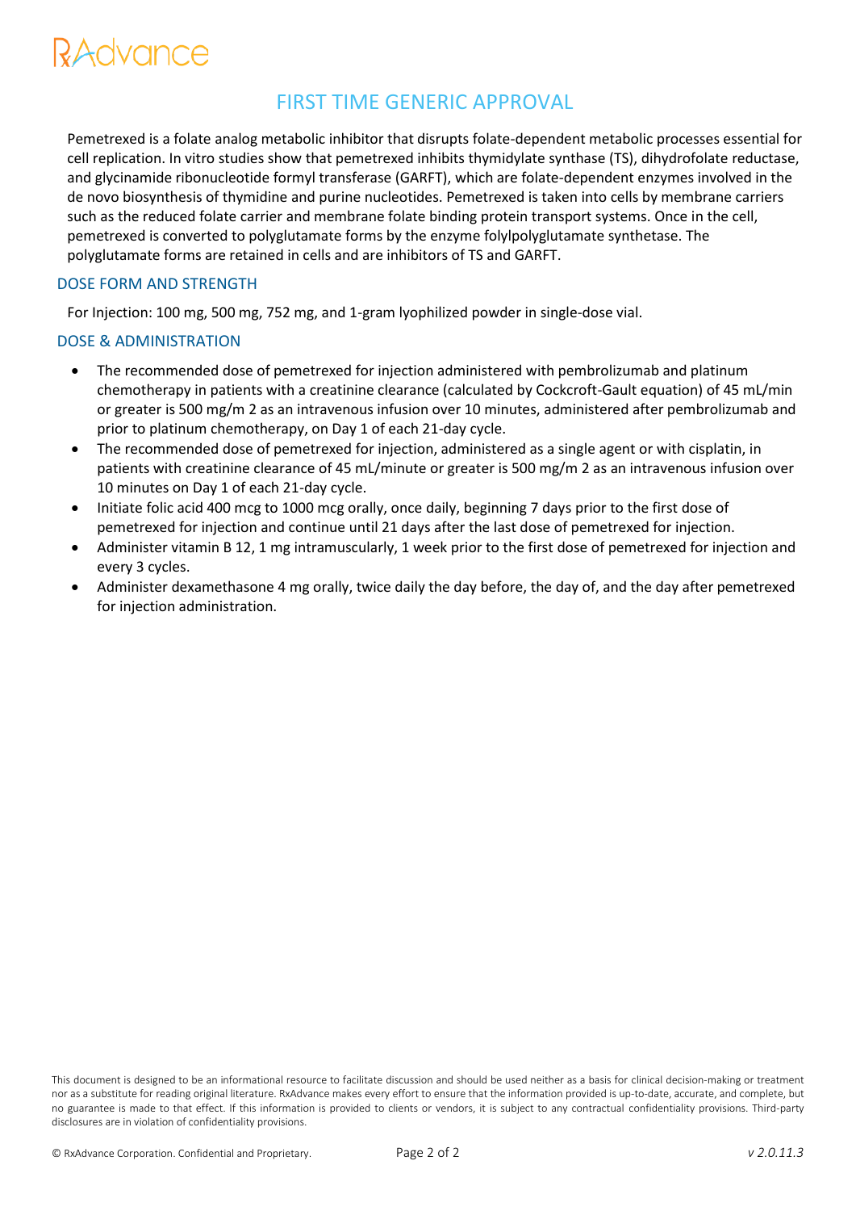## FIRST TIME GENERIC APPROVAL

Pemetrexed is a folate analog metabolic inhibitor that disrupts folate-dependent metabolic processes essential for cell replication. In vitro studies show that pemetrexed inhibits thymidylate synthase (TS), dihydrofolate reductase, and glycinamide ribonucleotide formyl transferase (GARFT), which are folate-dependent enzymes involved in the de novo biosynthesis of thymidine and purine nucleotides. Pemetrexed is taken into cells by membrane carriers such as the reduced folate carrier and membrane folate binding protein transport systems. Once in the cell, pemetrexed is converted to polyglutamate forms by the enzyme folylpolyglutamate synthetase. The polyglutamate forms are retained in cells and are inhibitors of TS and GARFT.

### DOSE FORM AND STRENGTH

For Injection: 100 mg, 500 mg, 752 mg, and 1-gram lyophilized powder in single-dose vial.

### DOSE & ADMINISTRATION

- The recommended dose of pemetrexed for injection administered with pembrolizumab and platinum chemotherapy in patients with a creatinine clearance (calculated by Cockcroft-Gault equation) of 45 mL/min or greater is 500 mg/m 2 as an intravenous infusion over 10 minutes, administered after pembrolizumab and prior to platinum chemotherapy, on Day 1 of each 21-day cycle.
- The recommended dose of pemetrexed for injection, administered as a single agent or with cisplatin, in patients with creatinine clearance of 45 mL/minute or greater is 500 mg/m 2 as an intravenous infusion over 10 minutes on Day 1 of each 21-day cycle.
- Initiate folic acid 400 mcg to 1000 mcg orally, once daily, beginning 7 days prior to the first dose of pemetrexed for injection and continue until 21 days after the last dose of pemetrexed for injection.
- Administer vitamin B 12, 1 mg intramuscularly, 1 week prior to the first dose of pemetrexed for injection and every 3 cycles.
- Administer dexamethasone 4 mg orally, twice daily the day before, the day of, and the day after pemetrexed for injection administration.

This document is designed to be an informational resource to facilitate discussion and should be used neither as a basis for clinical decision-making or treatment nor as a substitute for reading original literature. RxAdvance makes every effort to ensure that the information provided is up-to-date, accurate, and complete, but no guarantee is made to that effect. If this information is provided to clients or vendors, it is subject to any contractual confidentiality provisions. Third-party disclosures are in violation of confidentiality provisions.

© RxAdvance Corporation. Confidential and Proprietary. *v 2.0.11.3*